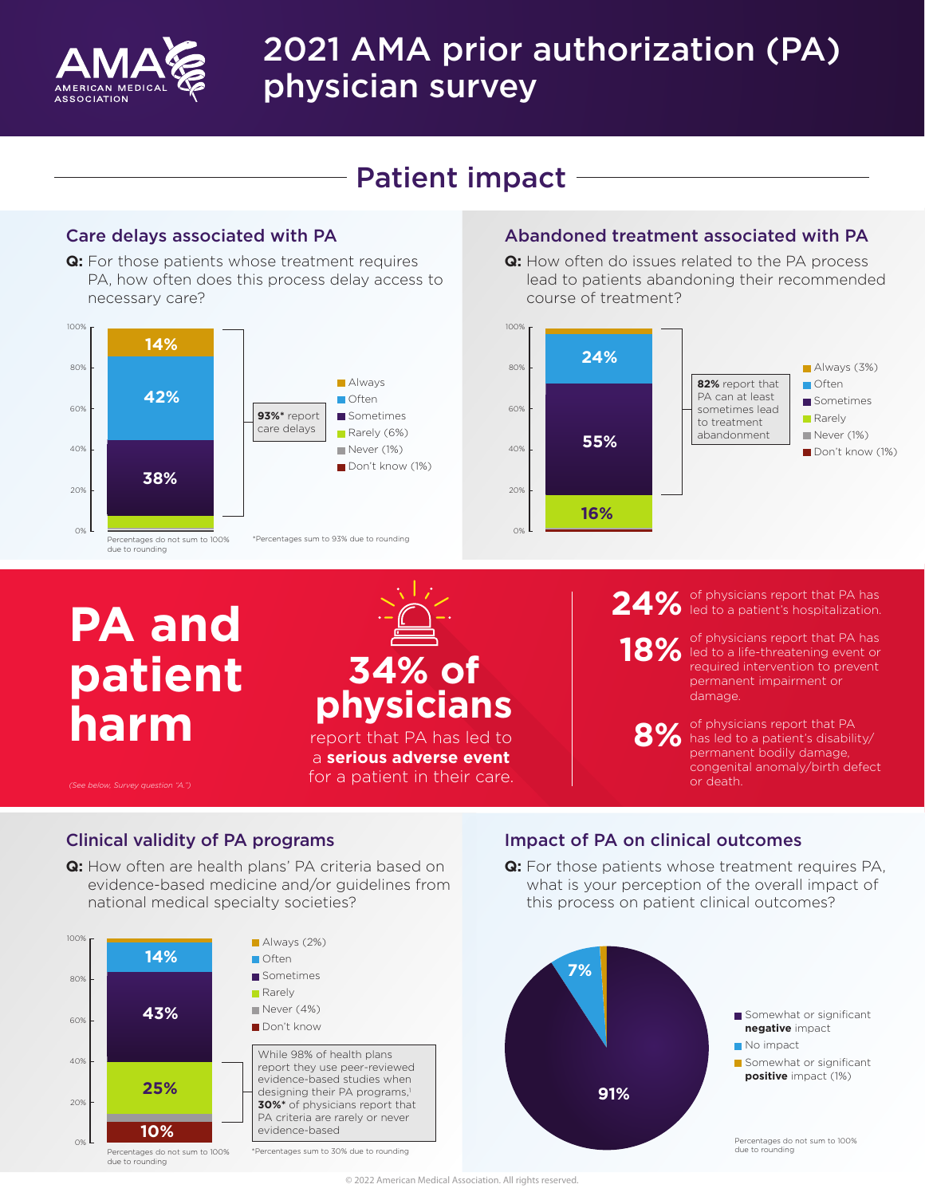# 2021 AMA prior authorization (PA) physician survey

AMA — American Medical Association

## Patient impact

### Care delays associated with PA

**Q:** For those patients whose treatment requires PA, how often does this process delay access to necessary care?

| Response | Percentage |
|---|---|
| Always | 14% |
| Often | 42% |
| Sometimes | 38% |
| Rarely | 6% |
| Never | 1% |
| Don't know | 1% |

**93%*** report care delays

Percentages do not sum to 100% due to rounding

*Percentages sum to 93% due to rounding

### Abandoned treatment associated with PA

**Q:** How often do issues related to the PA process lead to patients abandoning their recommended course of treatment?

| Response | Percentage |
|---|---|
| Always | 3% |
| Often | 24% |
| Sometimes | 55% |
| Rarely | 16% |
| Never | 1% |
| Don't know | 1% |

**82%** report that PA can at least sometimes lead to treatment abandonment

## PA and patient harm

**34% of physicians** report that PA has led to a **serious adverse event** for a patient in their care.

*(See below, Survey question "A.")*

**24%** of physicians report that PA has led to a patient's hospitalization.

**18%** of physicians report that PA has led to a life-threatening event or required intervention to prevent permanent impairment or damage.

**8%** of physicians report that PA has led to a patient's disability/permanent bodily damage, congenital anomaly/birth defect or death.

### Clinical validity of PA programs

**Q:** How often are health plans' PA criteria based on evidence-based medicine and/or guidelines from national medical specialty societies?

| Response | Percentage |
|---|---|
| Always | 2% |
| Often | 14% |
| Sometimes | 43% |
| Rarely | 25% |
| Never | 4% |
| Don't know | 10% |

While 98% of health plans report they use peer-reviewed evidence-based studies when designing their PA programs,[1] **30%*** of physicians report that PA criteria are rarely or never evidence-based

Percentages do not sum to 100% due to rounding

*Percentages sum to 30% due to rounding

### Impact of PA on clinical outcomes

**Q:** For those patients whose treatment requires PA, what is your perception of the overall impact of this process on patient clinical outcomes?

| Response | Percentage |
|---|---|
| Somewhat or significant **negative** impact | 91% |
| No impact | 7% |
| Somewhat or significant **positive** impact | 1% |

Percentages do not sum to 100% due to rounding

© 2022 American Medical Association. All rights reserved.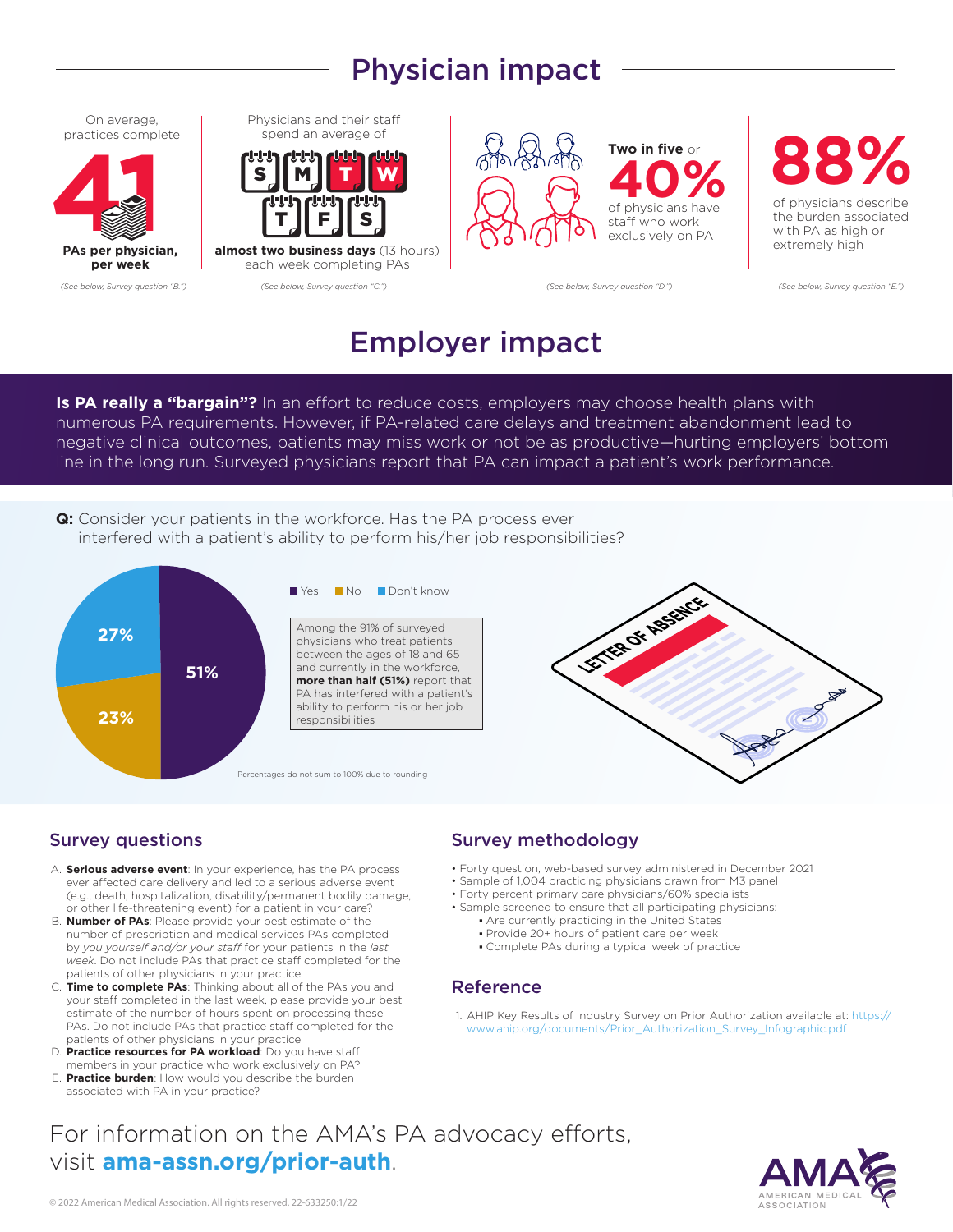## Physician impact

On average, practices complete

41

**PAs per physician, per week**

*(See below, Survey question "B.")*

Physicians and their staff spend an average of

S M T W T F S

**almost two business days** (13 hours) each week completing PAs

*(See below, Survey question "C.")*

**Two in five** or

40%

of physicians have staff who work exclusively on PA

*(See below, Survey question "D.")*

88%

of physicians describe the burden associated with PA as high or extremely high

*(See below, Survey question "E.")*

## Employer impact

**Is PA really a "bargain"?** In an effort to reduce costs, employers may choose health plans with numerous PA requirements. However, if PA-related care delays and treatment abandonment lead to negative clinical outcomes, patients may miss work or not be as productive—hurting employers' bottom line in the long run. Surveyed physicians report that PA can impact a patient's work performance.

**Q:** Consider your patients in the workforce. Has the PA process ever interfered with a patient's ability to perform his/her job responsibilities?

Yes No Don't know

51%

23%

27%

Among the 91% of surveyed physicians who treat patients between the ages of 18 and 65 and currently in the workforce, **more than half (51%)** report that PA has interfered with a patient's ability to perform his or her job responsibilities

Percentages do not sum to 100% due to rounding

LETTER OF ABSENCE

## Survey questions

A. **Serious adverse event**: In your experience, has the PA process ever affected care delivery and led to a serious adverse event (e.g., death, hospitalization, disability/permanent bodily damage, or other life-threatening event) for a patient in your care?

B. **Number of PAs**: Please provide your best estimate of the number of prescription and medical services PAs completed by *you yourself and/or your staff* for your patients in the *last week*. Do not include PAs that practice staff completed for the patients of other physicians in your practice.

C. **Time to complete PAs**: Thinking about all of the PAs you and your staff completed in the last week, please provide your best estimate of the number of hours spent on processing these PAs. Do not include PAs that practice staff completed for the patients of other physicians in your practice.

D. **Practice resources for PA workload**: Do you have staff members in your practice who work exclusively on PA?

E. **Practice burden**: How would you describe the burden associated with PA in your practice?

## Survey methodology

- Forty question, web-based survey administered in December 2021
- Sample of 1,004 practicing physicians drawn from M3 panel
- Forty percent primary care physicians/60% specialists
- Sample screened to ensure that all participating physicians:
  - Are currently practicing in the United States
  - Provide 20+ hours of patient care per week
  - Complete PAs during a typical week of practice

## Reference

1. AHIP Key Results of Industry Survey on Prior Authorization available at: https://www.ahip.org/documents/Prior_Authorization_Survey_Infographic.pdf

For information on the AMA's PA advocacy efforts, visit **ama-assn.org/prior-auth**.

AMA AMERICAN MEDICAL ASSOCIATION

© 2022 American Medical Association. All rights reserved. 22-633250:1/22